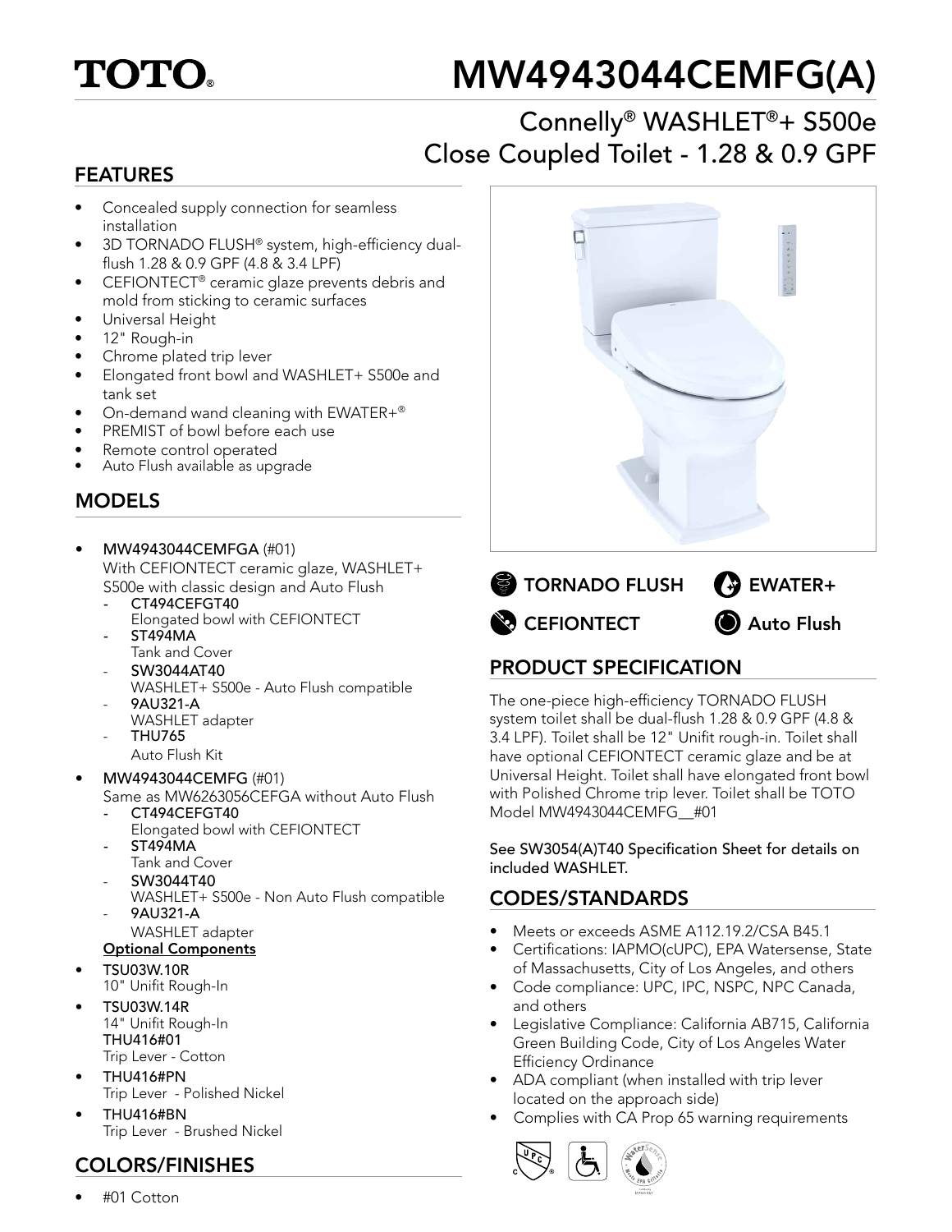TOTO®

# MW4943044CEMFG(A)

## Connelly® WASHLET®+ S500e Close Coupled Toilet - 1.28 & 0.9 GPF

## FEATURES

- Concealed supply connection for seamless installation
- 3D TORNADO FLUSH® system, high-efficiency dual-flush 1.28 & 0.9 GPF (4.8 & 3.4 LPF)
- CEFIONTECT® ceramic glaze prevents debris and mold from sticking to ceramic surfaces
- Universal Height
- 12" Rough-in
- Chrome plated trip lever
- Elongated front bowl and WASHLET+ S500e and tank set
- On-demand wand cleaning with EWATER+®
- PREMIST of bowl before each use
- Remote control operated
- Auto Flush available as upgrade

## MODELS

- **MW4943044CEMFGA** (#01)
  With CEFIONTECT ceramic glaze, WASHLET+ S500e with classic design and Auto Flush
  - **CT494CEFGT40**
    Elongated bowl with CEFIONTECT
  - **ST494MA**
    Tank and Cover
  - **SW3044AT40**
    WASHLET+ S500e - Auto Flush compatible
  - **9AU321-A**
    WASHLET adapter
  - **THU765**
    Auto Flush Kit
- **MW4943044CEMFG** (#01)
  Same as MW6263056CEFGA without Auto Flush
  - **CT494CEFGT40**
    Elongated bowl with CEFIONTECT
  - **ST494MA**
    Tank and Cover
  - **SW3044T40**
    WASHLET+ S500e - Non Auto Flush compatible
  - **9AU321-A**
    WASHLET adapter

**Optional Components**

- **TSU03W.10R**
  10" Unifit Rough-In
- **TSU03W.14R**
  14" Unifit Rough-In
  **THU416#01**
  Trip Lever - Cotton
- **THU416#PN**
  Trip Lever - Polished Nickel
- **THU416#BN**
  Trip Lever - Brushed Nickel

## COLORS/FINISHES

- #01 Cotton

**TORNADO FLUSH** **EWATER+** **CEFIONTECT** **Auto Flush**

## PRODUCT SPECIFICATION

The one-piece high-efficiency TORNADO FLUSH system toilet shall be dual-flush 1.28 & 0.9 GPF (4.8 & 3.4 LPF). Toilet shall be 12" Unifit rough-in. Toilet shall have optional CEFIONTECT ceramic glaze and be at Universal Height. Toilet shall have elongated front bowl with Polished Chrome trip lever. Toilet shall be TOTO Model MW4943044CEMFG__#01

See SW3054(A)T40 Specification Sheet for details on included WASHLET.

## CODES/STANDARDS

- Meets or exceeds ASME A112.19.2/CSA B45.1
- Certifications: IAPMO(cUPC), EPA Watersense, State of Massachusetts, City of Los Angeles, and others
- Code compliance: UPC, IPC, NSPC, NPC Canada, and others
- Legislative Compliance: California AB715, California Green Building Code, City of Los Angeles Water Efficiency Ordinance
- ADA compliant (when installed with trip lever located on the approach side)
- Complies with CA Prop 65 warning requirements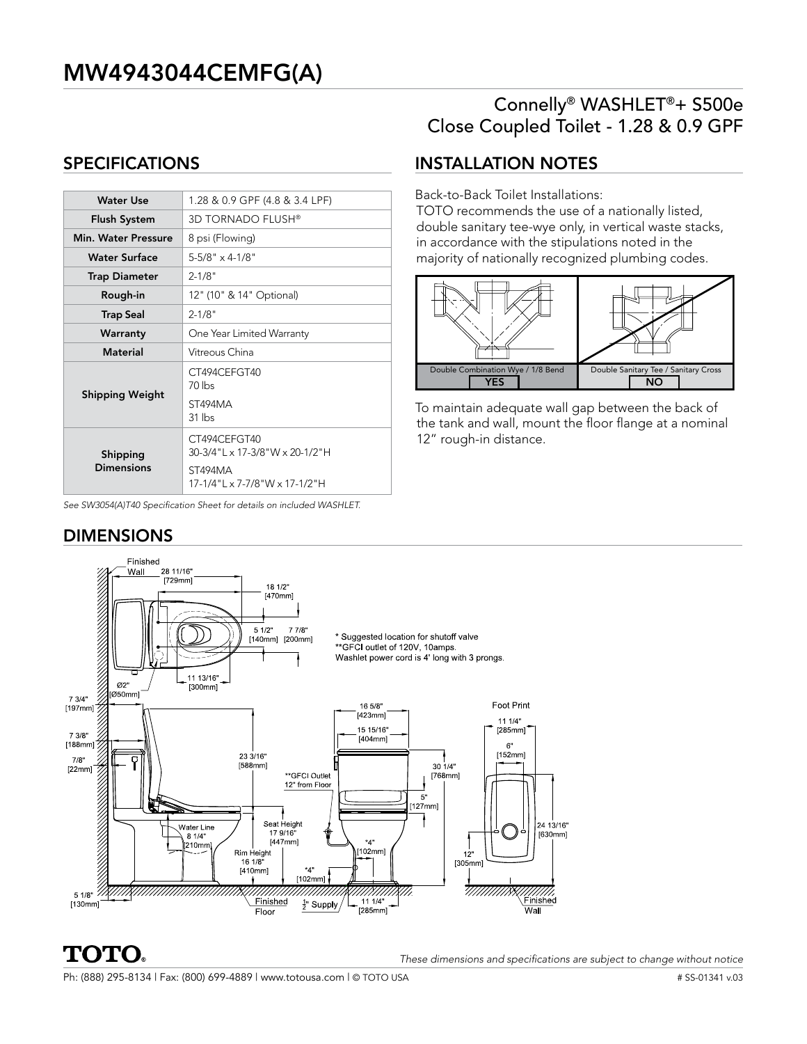// MW4943044CEMFG(A)

# MW4943044CEMFG(A)

Connelly® WASHLET®+ S500e
Close Coupled Toilet - 1.28 & 0.9 GPF

## SPECIFICATIONS

| | |
|---|---|
| **Water Use** | 1.28 & 0.9 GPF (4.8 & 3.4 LPF) |
| **Flush System** | 3D TORNADO FLUSH® |
| **Min. Water Pressure** | 8 psi (Flowing) |
| **Water Surface** | 5-5/8" x 4-1/8" |
| **Trap Diameter** | 2-1/8" |
| **Rough-in** | 12" (10" & 14" Optional) |
| **Trap Seal** | 2-1/8" |
| **Warranty** | One Year Limited Warranty |
| **Material** | Vitreous China |
| **Shipping Weight** | CT494CEFGT40 70 lbs<br>ST494MA 31 lbs |
| **Shipping Dimensions** | CT494CEFGT40 30-3/4"L x 17-3/8"W x 20-1/2"H<br>ST494MA 17-1/4"L x 7-7/8"W x 17-1/2"H |

*See SW3054(A)T40 Specification Sheet for details on included WASHLET.*

## INSTALLATION NOTES

Back-to-Back Toilet Installations:
TOTO recommends the use of a nationally listed, double sanitary tee-wye only, in vertical waste stacks, in accordance with the stipulations noted in the majority of nationally recognized plumbing codes.

Double Combination Wye / 1/8 Bend
YES

Double Sanitary Tee / Sanitary Cross
NO

To maintain adequate wall gap between the back of the tank and wall, mount the floor flange at a nominal 12" rough-in distance.

## DIMENSIONS

Finished Wall
28 11/16" [729mm]
18 1/2" [470mm]
5 1/2" [140mm]
7 7/8" [200mm]
11 13/16" [300mm]
Ø2" [Ø50mm]

\* Suggested location for shutoff valve
\*\*GFCI outlet of 120V, 10amps.
Washlet power cord is 4' long with 3 prongs.

7 3/4" [197mm]
7 3/8" [188mm]
7/8" [22mm]
23 3/16" [588mm]
Water Line 8 1/4" [210mm]
Seat Height 17 9/16" [447mm]
Rim Height 16 1/8" [410mm]
\*4" [102mm]
5 1/8" [130mm]
Finished Floor
\*\*GFCI Outlet 12" from Floor
16 5/8" [423mm]
15 15/16" [404mm]
30 1/4" [768mm]
5" [127mm]
\*4" [102mm]
1/2" Supply
11 1/4" [285mm]

Foot Print
11 1/4" [285mm]
6" [152mm]
24 13/16" [630mm]
12" [305mm]
Finished Wall

*These dimensions and specifications are subject to change without notice*

TOTO®

Ph: (888) 295-8134 | Fax: (800) 699-4889 | www.totousa.com | © TOTO USA

# SS-01341 v.03